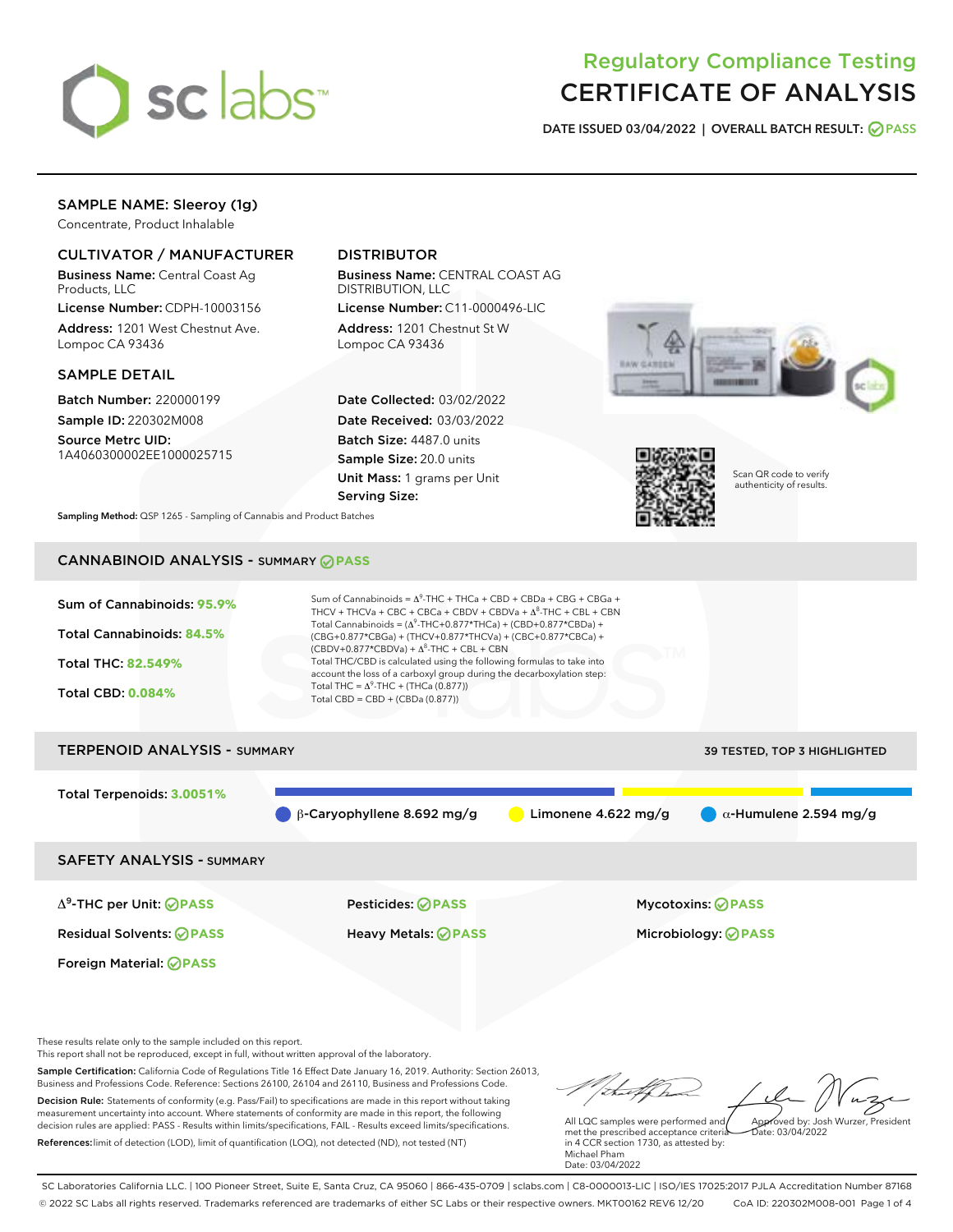# Regulatory Compliance Testing
# CERTIFICATE OF ANALYSIS

**DATE ISSUED 03/04/2022 | OVERALL BATCH RESULT: PASS**

## SAMPLE NAME: Sleeroy (1g)

Concentrate, Product Inhalable

### CULTIVATOR / MANUFACTURER

**Business Name:** Central Coast Ag Products, LLC
**License Number:** CDPH-10003156
**Address:** 1201 West Chestnut Ave. Lompoc CA 93436

### DISTRIBUTOR

**Business Name:** CENTRAL COAST AG DISTRIBUTION, LLC
**License Number:** C11-0000496-LIC
**Address:** 1201 Chestnut St W Lompoc CA 93436

### SAMPLE DETAIL

**Batch Number:** 220000199
**Sample ID:** 220302M008
**Source Metrc UID:** 1A4060300002EE1000025715

**Date Collected:** 03/02/2022
**Date Received:** 03/03/2022
**Batch Size:** 4487.0 units
**Sample Size:** 20.0 units
**Unit Mass:** 1 grams per Unit
**Serving Size:**

Scan QR code to verify authenticity of results.

**Sampling Method:** QSP 1265 - Sampling of Cannabis and Product Batches

## CANNABINOID ANALYSIS - SUMMARY PASS

**Sum of Cannabinoids:** 95.9%
**Total Cannabinoids:** 84.5%
**Total THC:** 82.549%
**Total CBD:** 0.084%

Sum of Cannabinoids = $\Delta^9$-THC + THCa + CBD + CBDa + CBG + CBGa + THCV + THCVa + CBC + CBCa + CBDV + CBDVa + $\Delta^8$-THC + CBL + CBN

Total Cannabinoids = ($\Delta^9$-THC+0.877*THCa) + (CBD+0.877*CBDa) + (CBG+0.877*CBGa) + (THCV+0.877*THCVa) + (CBC+0.877*CBCa) + (CBDV+0.877*CBDVa) + $\Delta^8$-THC + CBL + CBN

Total THC/CBD is calculated using the following formulas to take into account the loss of a carboxyl group during the decarboxylation step:
Total THC = $\Delta^9$-THC + (THCa (0.877))
Total CBD = CBD + (CBDa (0.877))

## TERPENOID ANALYSIS - SUMMARY

39 TESTED, TOP 3 HIGHLIGHTED

**Total Terpenoids:** 3.0051%

- β-Caryophyllene 8.692 mg/g
- Limonene 4.622 mg/g
- α-Humulene 2.594 mg/g

## SAFETY ANALYSIS - SUMMARY

| | | |
|---|---|---|
| $\Delta^9$-THC per Unit: PASS | Pesticides: PASS | Mycotoxins: PASS |
| Residual Solvents: PASS | Heavy Metals: PASS | Microbiology: PASS |
| Foreign Material: PASS | | |

These results relate only to the sample included on this report.
This report shall not be reproduced, except in full, without written approval of the laboratory.

**Sample Certification:** California Code of Regulations Title 16 Effect Date January 16, 2019. Authority: Section 26013, Business and Professions Code. Reference: Sections 26100, 26104 and 26110, Business and Professions Code.

**Decision Rule:** Statements of conformity (e.g. Pass/Fail) to specifications are made in this report without taking measurement uncertainty into account. Where statements of conformity are made in this report, the following decision rules are applied: PASS - Results within limits/specifications, FAIL - Results exceed limits/specifications.

**References:** limit of detection (LOD), limit of quantification (LOQ), not detected (ND), not tested (NT)

All LQC samples were performed and met the prescribed acceptance criteria in 4 CCR section 1730, as attested by: Michael Pham
Date: 03/04/2022

Approved by: Josh Wurzer, President
Date: 03/04/2022

SC Laboratories California LLC. | 100 Pioneer Street, Suite E, Santa Cruz, CA 95060 | 866-435-0709 | sclabs.com | C8-0000013-LIC | ISO/IES 17025:2017 PJLA Accreditation Number 87168
© 2022 SC Labs all rights reserved. Trademarks referenced are trademarks of either SC Labs or their respective owners. MKT00162 REV6 12/20 CoA ID: 220302M008-001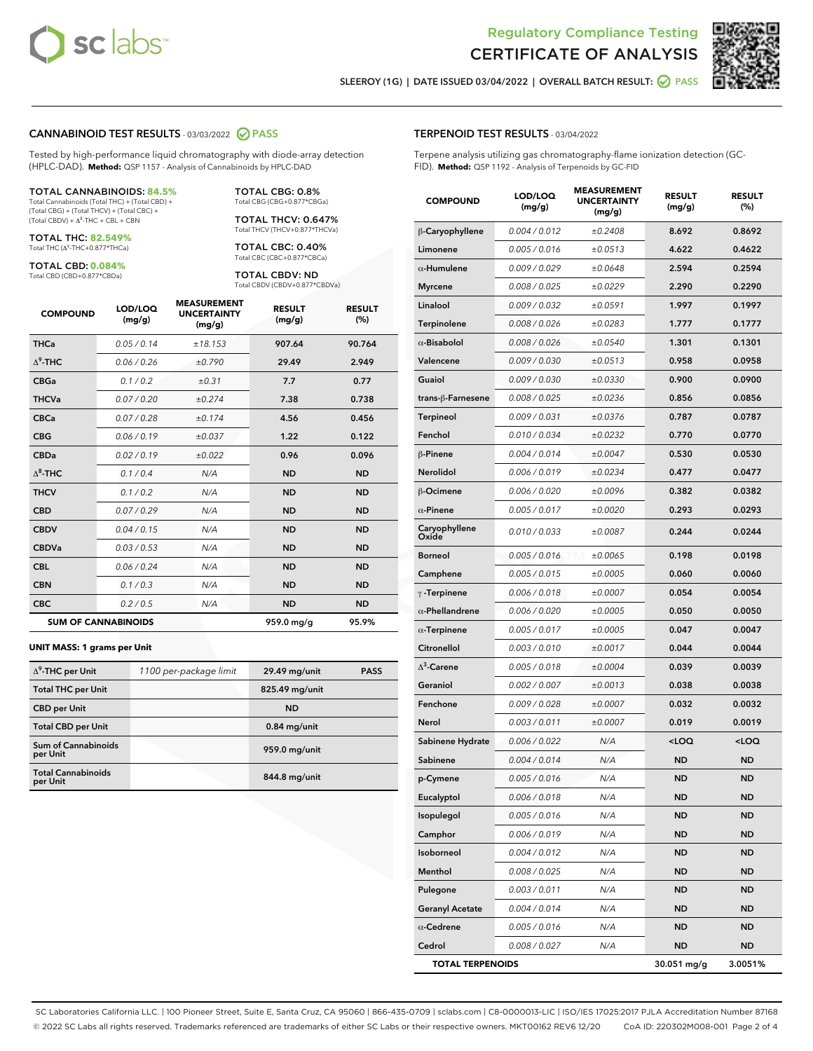Regulatory Compliance Testing

# CERTIFICATE OF ANALYSIS

SLEEROY (1G) | DATE ISSUED 03/04/2022 | OVERALL BATCH RESULT: PASS

## CANNABINOID TEST RESULTS - 03/03/2022 PASS

Tested by high-performance liquid chromatography with diode-array detection (HPLC-DAD). **Method:** QSP 1157 - Analysis of Cannabinoids by HPLC-DAD

**TOTAL CANNABINOIDS: 84.5%**
Total Cannabinoids (Total THC) + (Total CBD) + (Total CBG) + (Total THCV) + (Total CBC) + (Total CBDV) + $\Delta^8$-THC + CBL + CBN

**TOTAL THC: 82.549%**
Total THC ($\Delta^9$-THC+0.877*THCa)

**TOTAL CBD: 0.084%**
Total CBD (CBD+0.877*CBDa)

**TOTAL CBG: 0.8%**
Total CBG (CBG+0.877*CBGa)

**TOTAL THCV: 0.647%**
Total THCV (THCV+0.877*THCVa)

**TOTAL CBC: 0.40%**
Total CBC (CBC+0.877*CBCa)

**TOTAL CBDV: ND**
Total CBDV (CBDV+0.877*CBDVa)

| COMPOUND | LOD/LOQ (mg/g) | MEASUREMENT UNCERTAINTY (mg/g) | RESULT (mg/g) | RESULT (%) |
|---|---|---|---|---|
| THCa | 0.05 / 0.14 | ±18.153 | 907.64 | 90.764 |
| $\Delta^9$-THC | 0.06 / 0.26 | ±0.790 | 29.49 | 2.949 |
| CBGa | 0.1 / 0.2 | ±0.31 | 7.7 | 0.77 |
| THCVa | 0.07 / 0.20 | ±0.274 | 7.38 | 0.738 |
| CBCa | 0.07 / 0.28 | ±0.174 | 4.56 | 0.456 |
| CBG | 0.06 / 0.19 | ±0.037 | 1.22 | 0.122 |
| CBDa | 0.02 / 0.19 | ±0.022 | 0.96 | 0.096 |
| $\Delta^8$-THC | 0.1 / 0.4 | N/A | ND | ND |
| THCV | 0.1 / 0.2 | N/A | ND | ND |
| CBD | 0.07 / 0.29 | N/A | ND | ND |
| CBDV | 0.04 / 0.15 | N/A | ND | ND |
| CBDVa | 0.03 / 0.53 | N/A | ND | ND |
| CBL | 0.06 / 0.24 | N/A | ND | ND |
| CBN | 0.1 / 0.3 | N/A | ND | ND |
| CBC | 0.2 / 0.5 | N/A | ND | ND |
| **SUM OF CANNABINOIDS** | | | 959.0 mg/g | 95.9% |

**UNIT MASS: 1 grams per Unit**

| | | | |
|---|---|---|---|
| $\Delta^9$-THC per Unit | 1100 per-package limit | 29.49 mg/unit | PASS |
| Total THC per Unit | | 825.49 mg/unit | |
| CBD per Unit | | ND | |
| Total CBD per Unit | | 0.84 mg/unit | |
| Sum of Cannabinoids per Unit | | 959.0 mg/unit | |
| Total Cannabinoids per Unit | | 844.8 mg/unit | |

## TERPENOID TEST RESULTS - 03/04/2022

Terpene analysis utilizing gas chromatography-flame ionization detection (GC-FID). **Method:** QSP 1192 - Analysis of Terpenoids by GC-FID

| COMPOUND | LOD/LOQ (mg/g) | MEASUREMENT UNCERTAINTY (mg/g) | RESULT (mg/g) | RESULT (%) |
|---|---|---|---|---|
| β-Caryophyllene | 0.004 / 0.012 | ±0.2408 | 8.692 | 0.8692 |
| Limonene | 0.005 / 0.016 | ±0.0513 | 4.622 | 0.4622 |
| α-Humulene | 0.009 / 0.029 | ±0.0648 | 2.594 | 0.2594 |
| Myrcene | 0.008 / 0.025 | ±0.0229 | 2.290 | 0.2290 |
| Linalool | 0.009 / 0.032 | ±0.0591 | 1.997 | 0.1997 |
| Terpinolene | 0.008 / 0.026 | ±0.0283 | 1.777 | 0.1777 |
| α-Bisabolol | 0.008 / 0.026 | ±0.0540 | 1.301 | 0.1301 |
| Valencene | 0.009 / 0.030 | ±0.0513 | 0.958 | 0.0958 |
| Guaiol | 0.009 / 0.030 | ±0.0330 | 0.900 | 0.0900 |
| trans-β-Farnesene | 0.008 / 0.025 | ±0.0236 | 0.856 | 0.0856 |
| Terpineol | 0.009 / 0.031 | ±0.0376 | 0.787 | 0.0787 |
| Fenchol | 0.010 / 0.034 | ±0.0232 | 0.770 | 0.0770 |
| β-Pinene | 0.004 / 0.014 | ±0.0047 | 0.530 | 0.0530 |
| Nerolidol | 0.006 / 0.019 | ±0.0234 | 0.477 | 0.0477 |
| β-Ocimene | 0.006 / 0.020 | ±0.0096 | 0.382 | 0.0382 |
| α-Pinene | 0.005 / 0.017 | ±0.0020 | 0.293 | 0.0293 |
| Caryophyllene Oxide | 0.010 / 0.033 | ±0.0087 | 0.244 | 0.0244 |
| Borneol | 0.005 / 0.016 | ±0.0065 | 0.198 | 0.0198 |
| Camphene | 0.005 / 0.015 | ±0.0005 | 0.060 | 0.0060 |
| γ-Terpinene | 0.006 / 0.018 | ±0.0007 | 0.054 | 0.0054 |
| α-Phellandrene | 0.006 / 0.020 | ±0.0005 | 0.050 | 0.0050 |
| α-Terpinene | 0.005 / 0.017 | ±0.0005 | 0.047 | 0.0047 |
| Citronellol | 0.003 / 0.010 | ±0.0017 | 0.044 | 0.0044 |
| $\Delta^3$-Carene | 0.005 / 0.018 | ±0.0004 | 0.039 | 0.0039 |
| Geraniol | 0.002 / 0.007 | ±0.0013 | 0.038 | 0.0038 |
| Fenchone | 0.009 / 0.028 | ±0.0007 | 0.032 | 0.0032 |
| Nerol | 0.003 / 0.011 | ±0.0007 | 0.019 | 0.0019 |
| Sabinene Hydrate | 0.006 / 0.022 | N/A | <LOQ | <LOQ |
| Sabinene | 0.004 / 0.014 | N/A | ND | ND |
| p-Cymene | 0.005 / 0.016 | N/A | ND | ND |
| Eucalyptol | 0.006 / 0.018 | N/A | ND | ND |
| Isopulegol | 0.005 / 0.016 | N/A | ND | ND |
| Camphor | 0.006 / 0.019 | N/A | ND | ND |
| Isoborneol | 0.004 / 0.012 | N/A | ND | ND |
| Menthol | 0.008 / 0.025 | N/A | ND | ND |
| Pulegone | 0.003 / 0.011 | N/A | ND | ND |
| Geranyl Acetate | 0.004 / 0.014 | N/A | ND | ND |
| α-Cedrene | 0.005 / 0.016 | N/A | ND | ND |
| Cedrol | 0.008 / 0.027 | N/A | ND | ND |
| **TOTAL TERPENOIDS** | | | 30.051 mg/g | 3.0051% |

SC Laboratories California LLC. | 100 Pioneer Street, Suite E, Santa Cruz, CA 95060 | 866-435-0709 | sclabs.com | C8-0000013-LIC | ISO/IES 17025:2017 PJLA Accreditation Number 87168
© 2022 SC Labs all rights reserved. Trademarks referenced are trademarks of either SC Labs or their respective owners. MKT00162 REV6 12/20 CoA ID: 220302M008-001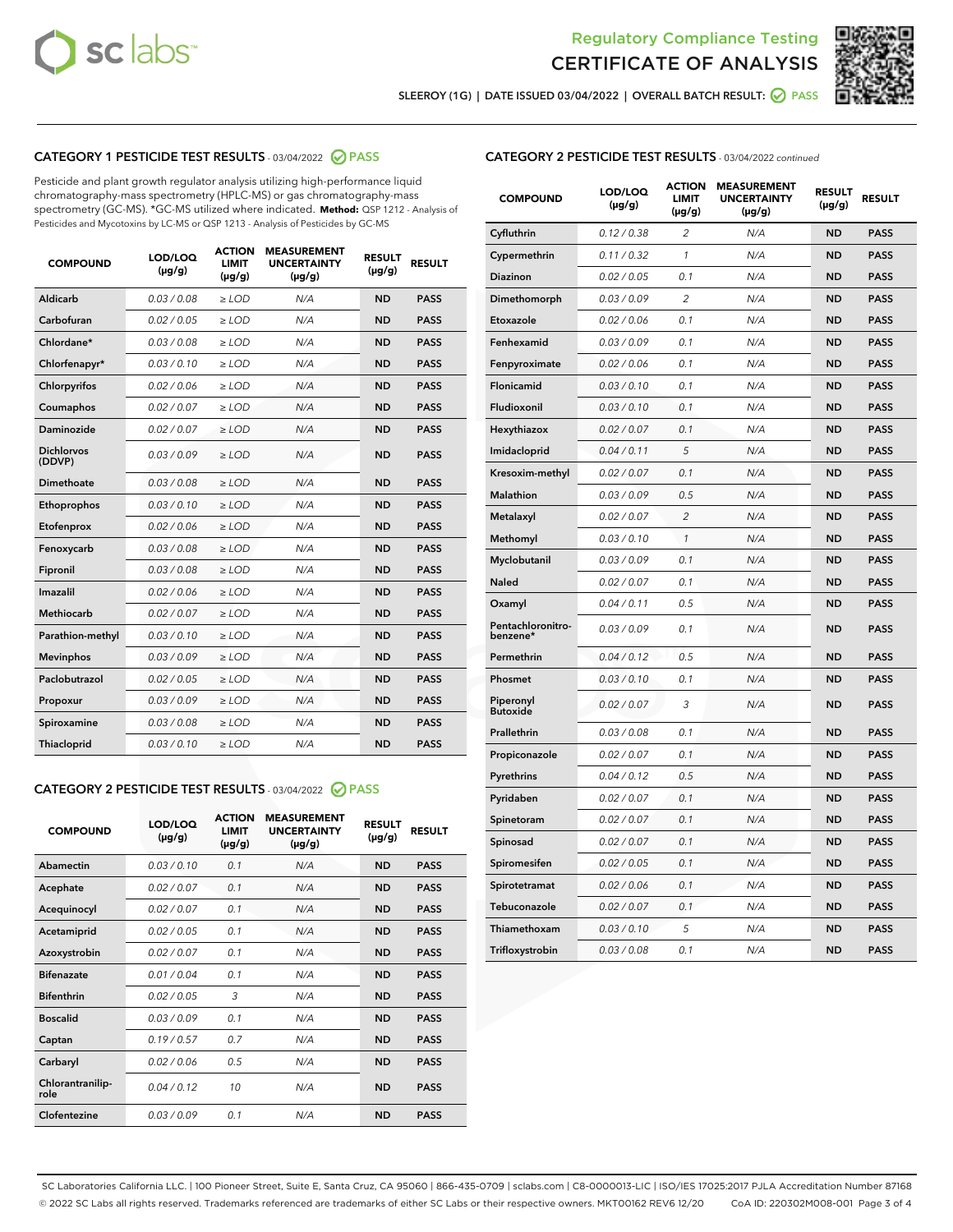# Regulatory Compliance Testing
# CERTIFICATE OF ANALYSIS

SLEEROY (1G) | DATE ISSUED 03/04/2022 | OVERALL BATCH RESULT: PASS

## CATEGORY 1 PESTICIDE TEST RESULTS - 03/04/2022 PASS

Pesticide and plant growth regulator analysis utilizing high-performance liquid chromatography-mass spectrometry (HPLC-MS) or gas chromatography-mass spectrometry (GC-MS). *GC-MS utilized where indicated. **Method:** QSP 1212 - Analysis of Pesticides and Mycotoxins by LC-MS or QSP 1213 - Analysis of Pesticides by GC-MS

| COMPOUND | LOD/LOQ (µg/g) | ACTION LIMIT (µg/g) | MEASUREMENT UNCERTAINTY (µg/g) | RESULT (µg/g) | RESULT |
|---|---|---|---|---|---|
| Aldicarb | 0.03 / 0.08 | ≥ LOD | N/A | ND | PASS |
| Carbofuran | 0.02 / 0.05 | ≥ LOD | N/A | ND | PASS |
| Chlordane* | 0.03 / 0.08 | ≥ LOD | N/A | ND | PASS |
| Chlorfenapyr* | 0.03 / 0.10 | ≥ LOD | N/A | ND | PASS |
| Chlorpyrifos | 0.02 / 0.06 | ≥ LOD | N/A | ND | PASS |
| Coumaphos | 0.02 / 0.07 | ≥ LOD | N/A | ND | PASS |
| Daminozide | 0.02 / 0.07 | ≥ LOD | N/A | ND | PASS |
| Dichlorvos (DDVP) | 0.03 / 0.09 | ≥ LOD | N/A | ND | PASS |
| Dimethoate | 0.03 / 0.08 | ≥ LOD | N/A | ND | PASS |
| Ethoprophos | 0.03 / 0.10 | ≥ LOD | N/A | ND | PASS |
| Etofenprox | 0.02 / 0.06 | ≥ LOD | N/A | ND | PASS |
| Fenoxycarb | 0.03 / 0.08 | ≥ LOD | N/A | ND | PASS |
| Fipronil | 0.03 / 0.08 | ≥ LOD | N/A | ND | PASS |
| Imazalil | 0.02 / 0.06 | ≥ LOD | N/A | ND | PASS |
| Methiocarb | 0.02 / 0.07 | ≥ LOD | N/A | ND | PASS |
| Parathion-methyl | 0.03 / 0.10 | ≥ LOD | N/A | ND | PASS |
| Mevinphos | 0.03 / 0.09 | ≥ LOD | N/A | ND | PASS |
| Paclobutrazol | 0.02 / 0.05 | ≥ LOD | N/A | ND | PASS |
| Propoxur | 0.03 / 0.09 | ≥ LOD | N/A | ND | PASS |
| Spiroxamine | 0.03 / 0.08 | ≥ LOD | N/A | ND | PASS |
| Thiacloprid | 0.03 / 0.10 | ≥ LOD | N/A | ND | PASS |

## CATEGORY 2 PESTICIDE TEST RESULTS - 03/04/2022 PASS

| COMPOUND | LOD/LOQ (µg/g) | ACTION LIMIT (µg/g) | MEASUREMENT UNCERTAINTY (µg/g) | RESULT (µg/g) | RESULT |
|---|---|---|---|---|---|
| Abamectin | 0.03 / 0.10 | 0.1 | N/A | ND | PASS |
| Acephate | 0.02 / 0.07 | 0.1 | N/A | ND | PASS |
| Acequinocyl | 0.02 / 0.07 | 0.1 | N/A | ND | PASS |
| Acetamiprid | 0.02 / 0.05 | 0.1 | N/A | ND | PASS |
| Azoxystrobin | 0.02 / 0.07 | 0.1 | N/A | ND | PASS |
| Bifenazate | 0.01 / 0.04 | 0.1 | N/A | ND | PASS |
| Bifenthrin | 0.02 / 0.05 | 3 | N/A | ND | PASS |
| Boscalid | 0.03 / 0.09 | 0.1 | N/A | ND | PASS |
| Captan | 0.19 / 0.57 | 0.7 | N/A | ND | PASS |
| Carbaryl | 0.02 / 0.06 | 0.5 | N/A | ND | PASS |
| Chlorantraniliprole | 0.04 / 0.12 | 10 | N/A | ND | PASS |
| Clofentezine | 0.03 / 0.09 | 0.1 | N/A | ND | PASS |
| Cyfluthrin | 0.12 / 0.38 | 2 | N/A | ND | PASS |
| Cypermethrin | 0.11 / 0.32 | 1 | N/A | ND | PASS |
| Diazinon | 0.02 / 0.05 | 0.1 | N/A | ND | PASS |
| Dimethomorph | 0.03 / 0.09 | 2 | N/A | ND | PASS |
| Etoxazole | 0.02 / 0.06 | 0.1 | N/A | ND | PASS |
| Fenhexamid | 0.03 / 0.09 | 0.1 | N/A | ND | PASS |
| Fenpyroximate | 0.02 / 0.06 | 0.1 | N/A | ND | PASS |
| Flonicamid | 0.03 / 0.10 | 0.1 | N/A | ND | PASS |
| Fludioxonil | 0.03 / 0.10 | 0.1 | N/A | ND | PASS |
| Hexythiazox | 0.02 / 0.07 | 0.1 | N/A | ND | PASS |
| Imidacloprid | 0.04 / 0.11 | 5 | N/A | ND | PASS |
| Kresoxim-methyl | 0.02 / 0.07 | 0.1 | N/A | ND | PASS |
| Malathion | 0.03 / 0.09 | 0.5 | N/A | ND | PASS |
| Metalaxyl | 0.02 / 0.07 | 2 | N/A | ND | PASS |
| Methomyl | 0.03 / 0.10 | 1 | N/A | ND | PASS |
| Myclobutanil | 0.03 / 0.09 | 0.1 | N/A | ND | PASS |
| Naled | 0.02 / 0.07 | 0.1 | N/A | ND | PASS |
| Oxamyl | 0.04 / 0.11 | 0.5 | N/A | ND | PASS |
| Pentachloronitrobenzene* | 0.03 / 0.09 | 0.1 | N/A | ND | PASS |
| Permethrin | 0.04 / 0.12 | 0.5 | N/A | ND | PASS |
| Phosmet | 0.03 / 0.10 | 0.1 | N/A | ND | PASS |
| Piperonyl Butoxide | 0.02 / 0.07 | 3 | N/A | ND | PASS |
| Prallethrin | 0.03 / 0.08 | 0.1 | N/A | ND | PASS |
| Propiconazole | 0.02 / 0.07 | 0.1 | N/A | ND | PASS |
| Pyrethrins | 0.04 / 0.12 | 0.5 | N/A | ND | PASS |
| Pyridaben | 0.02 / 0.07 | 0.1 | N/A | ND | PASS |
| Spinetoram | 0.02 / 0.07 | 0.1 | N/A | ND | PASS |
| Spinosad | 0.02 / 0.07 | 0.1 | N/A | ND | PASS |
| Spiromesifen | 0.02 / 0.05 | 0.1 | N/A | ND | PASS |
| Spirotetramat | 0.02 / 0.06 | 0.1 | N/A | ND | PASS |
| Tebuconazole | 0.02 / 0.07 | 0.1 | N/A | ND | PASS |
| Thiamethoxam | 0.03 / 0.10 | 5 | N/A | ND | PASS |
| Trifloxystrobin | 0.03 / 0.08 | 0.1 | N/A | ND | PASS |

SC Laboratories California LLC. | 100 Pioneer Street, Suite E, Santa Cruz, CA 95060 | 866-435-0709 | sclabs.com | C8-0000013-LIC | ISO/IES 17025:2017 PJLA Accreditation Number 87168
© 2022 SC Labs all rights reserved. Trademarks referenced are trademarks of either SC Labs or their respective owners. MKT00162 REV6 12/20 CoA ID: 220302M008-001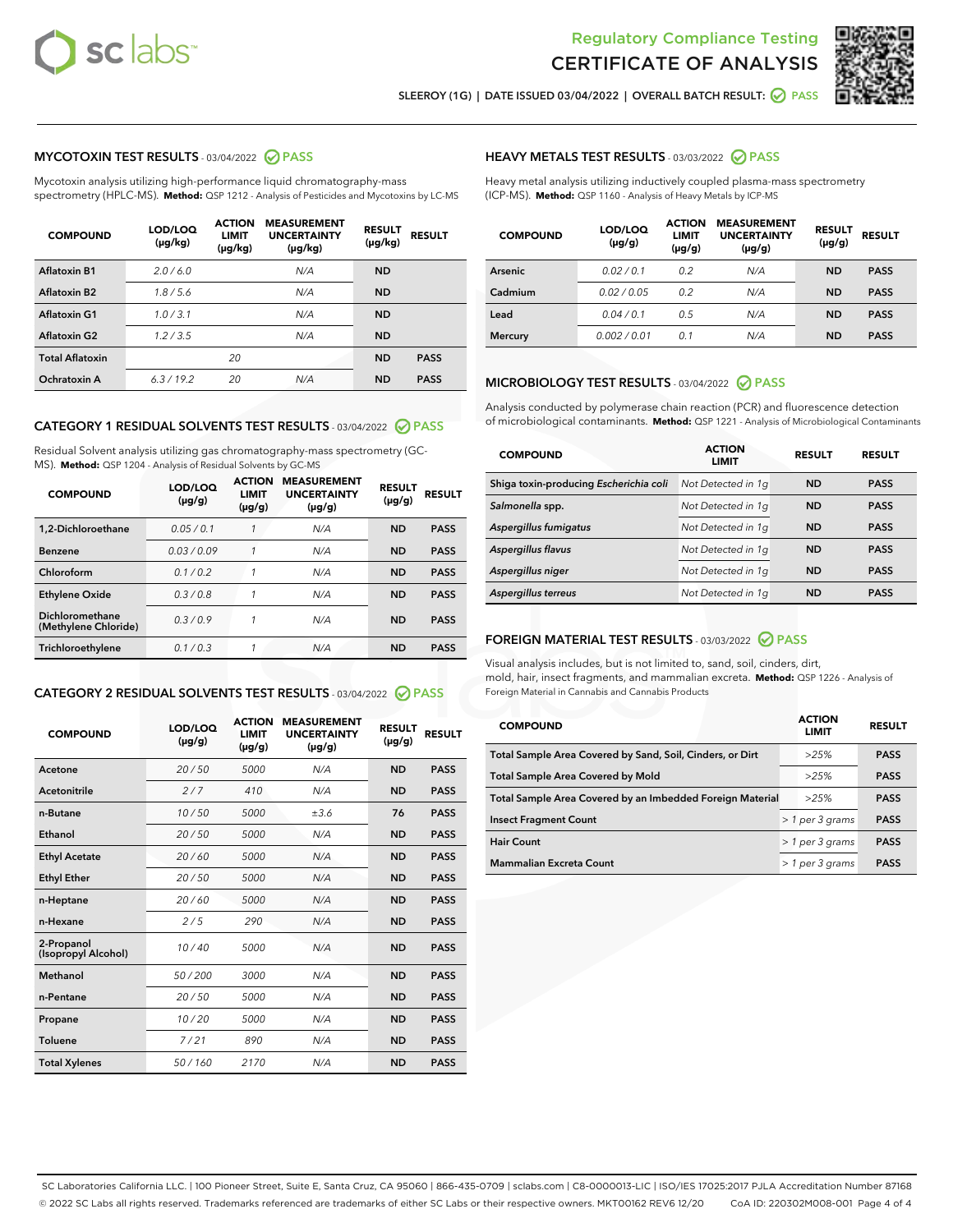Regulatory Compliance Testing
# CERTIFICATE OF ANALYSIS

SLEEROY (1G) | DATE ISSUED 03/04/2022 | OVERALL BATCH RESULT: PASS

## MYCOTOXIN TEST RESULTS - 03/04/2022 PASS

Mycotoxin analysis utilizing high-performance liquid chromatography-mass spectrometry (HPLC-MS). **Method:** QSP 1212 - Analysis of Pesticides and Mycotoxins by LC-MS

| COMPOUND | LOD/LOQ (µg/kg) | ACTION LIMIT (µg/kg) | MEASUREMENT UNCERTAINTY (µg/kg) | RESULT (µg/kg) | RESULT |
|---|---|---|---|---|---|
| Aflatoxin B1 | 2.0 / 6.0 | | N/A | ND | |
| Aflatoxin B2 | 1.8 / 5.6 | | N/A | ND | |
| Aflatoxin G1 | 1.0 / 3.1 | | N/A | ND | |
| Aflatoxin G2 | 1.2 / 3.5 | | N/A | ND | |
| Total Aflatoxin | | 20 | | ND | PASS |
| Ochratoxin A | 6.3 / 19.2 | 20 | N/A | ND | PASS |

## CATEGORY 1 RESIDUAL SOLVENTS TEST RESULTS - 03/04/2022 PASS

Residual Solvent analysis utilizing gas chromatography-mass spectrometry (GC-MS). **Method:** QSP 1204 - Analysis of Residual Solvents by GC-MS

| COMPOUND | LOD/LOQ (µg/g) | ACTION LIMIT (µg/g) | MEASUREMENT UNCERTAINTY (µg/g) | RESULT (µg/g) | RESULT |
|---|---|---|---|---|---|
| 1,2-Dichloroethane | 0.05 / 0.1 | 1 | N/A | ND | PASS |
| Benzene | 0.03 / 0.09 | 1 | N/A | ND | PASS |
| Chloroform | 0.1 / 0.2 | 1 | N/A | ND | PASS |
| Ethylene Oxide | 0.3 / 0.8 | 1 | N/A | ND | PASS |
| Dichloromethane (Methylene Chloride) | 0.3 / 0.9 | 1 | N/A | ND | PASS |
| Trichloroethylene | 0.1 / 0.3 | 1 | N/A | ND | PASS |

## CATEGORY 2 RESIDUAL SOLVENTS TEST RESULTS - 03/04/2022 PASS

| COMPOUND | LOD/LOQ (µg/g) | ACTION LIMIT (µg/g) | MEASUREMENT UNCERTAINTY (µg/g) | RESULT (µg/g) | RESULT |
|---|---|---|---|---|---|
| Acetone | 20 / 50 | 5000 | N/A | ND | PASS |
| Acetonitrile | 2 / 7 | 410 | N/A | ND | PASS |
| n-Butane | 10 / 50 | 5000 | ±3.6 | 76 | PASS |
| Ethanol | 20 / 50 | 5000 | N/A | ND | PASS |
| Ethyl Acetate | 20 / 60 | 5000 | N/A | ND | PASS |
| Ethyl Ether | 20 / 50 | 5000 | N/A | ND | PASS |
| n-Heptane | 20 / 60 | 5000 | N/A | ND | PASS |
| n-Hexane | 2 / 5 | 290 | N/A | ND | PASS |
| 2-Propanol (Isopropyl Alcohol) | 10 / 40 | 5000 | N/A | ND | PASS |
| Methanol | 50 / 200 | 3000 | N/A | ND | PASS |
| n-Pentane | 20 / 50 | 5000 | N/A | ND | PASS |
| Propane | 10 / 20 | 5000 | N/A | ND | PASS |
| Toluene | 7 / 21 | 890 | N/A | ND | PASS |
| Total Xylenes | 50 / 160 | 2170 | N/A | ND | PASS |

## HEAVY METALS TEST RESULTS - 03/03/2022 PASS

Heavy metal analysis utilizing inductively coupled plasma-mass spectrometry (ICP-MS). **Method:** QSP 1160 - Analysis of Heavy Metals by ICP-MS

| COMPOUND | LOD/LOQ (µg/g) | ACTION LIMIT (µg/g) | MEASUREMENT UNCERTAINTY (µg/g) | RESULT (µg/g) | RESULT |
|---|---|---|---|---|---|
| Arsenic | 0.02 / 0.1 | 0.2 | N/A | ND | PASS |
| Cadmium | 0.02 / 0.05 | 0.2 | N/A | ND | PASS |
| Lead | 0.04 / 0.1 | 0.5 | N/A | ND | PASS |
| Mercury | 0.002 / 0.01 | 0.1 | N/A | ND | PASS |

## MICROBIOLOGY TEST RESULTS - 03/04/2022 PASS

Analysis conducted by polymerase chain reaction (PCR) and fluorescence detection of microbiological contaminants. **Method:** QSP 1221 - Analysis of Microbiological Contaminants

| COMPOUND | ACTION LIMIT | RESULT | RESULT |
|---|---|---|---|
| Shiga toxin-producing *Escherichia coli* | Not Detected in 1g | ND | PASS |
| *Salmonella* spp. | Not Detected in 1g | ND | PASS |
| *Aspergillus fumigatus* | Not Detected in 1g | ND | PASS |
| *Aspergillus flavus* | Not Detected in 1g | ND | PASS |
| *Aspergillus niger* | Not Detected in 1g | ND | PASS |
| *Aspergillus terreus* | Not Detected in 1g | ND | PASS |

## FOREIGN MATERIAL TEST RESULTS - 03/03/2022 PASS

Visual analysis includes, but is not limited to, sand, soil, cinders, dirt, mold, hair, insect fragments, and mammalian excreta. **Method:** QSP 1226 - Analysis of Foreign Material in Cannabis and Cannabis Products

| COMPOUND | ACTION LIMIT | RESULT |
|---|---|---|
| Total Sample Area Covered by Sand, Soil, Cinders, or Dirt | >25% | PASS |
| Total Sample Area Covered by Mold | >25% | PASS |
| Total Sample Area Covered by an Imbedded Foreign Material | >25% | PASS |
| Insect Fragment Count | > 1 per 3 grams | PASS |
| Hair Count | > 1 per 3 grams | PASS |
| Mammalian Excreta Count | > 1 per 3 grams | PASS |

SC Laboratories California LLC. | 100 Pioneer Street, Suite E, Santa Cruz, CA 95060 | 866-435-0709 | sclabs.com | C8-0000013-LIC | ISO/IES 17025:2017 PJLA Accreditation Number 87168
© 2022 SC Labs all rights reserved. Trademarks referenced are trademarks of either SC Labs or their respective owners. MKT00162 REV6 12/20 CoA ID: 220302M008-001